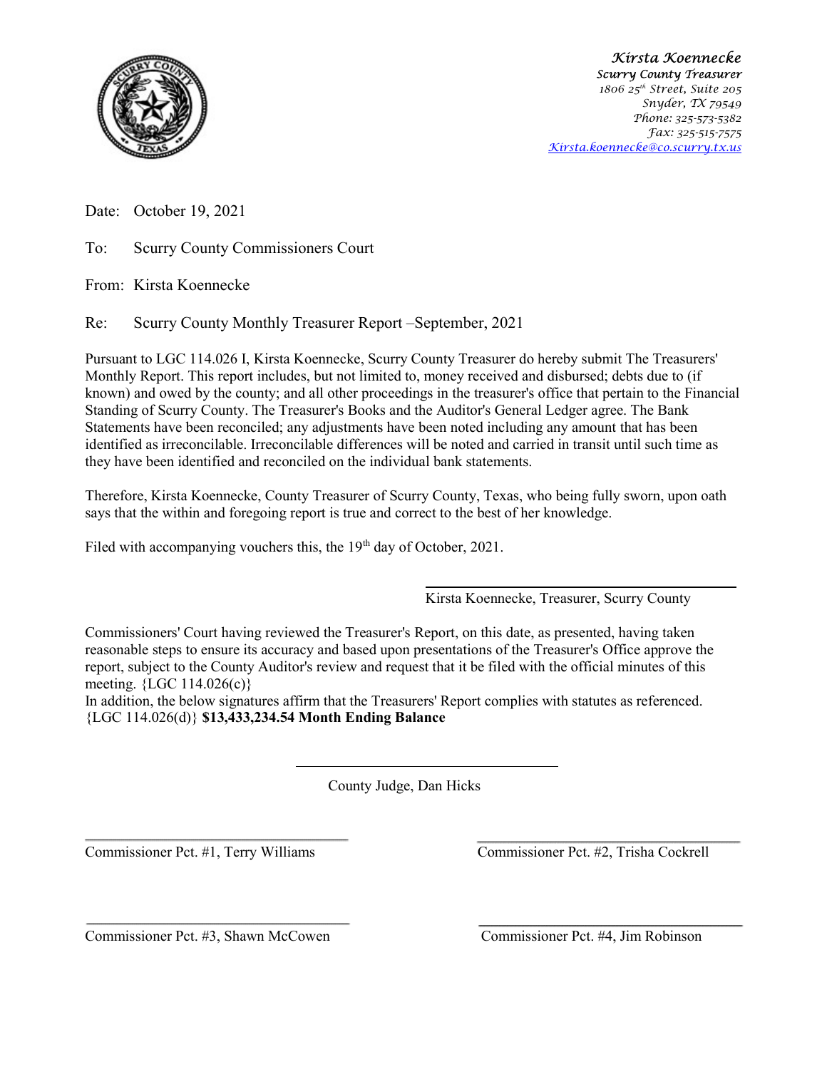*Kirsta Koennecke*
*Scurry County Treasurer*
*1806 25th Street, Suite 205*
*Snyder, TX 79549*
*Phone: 325-573-5382*
*Fax: 325-515-7575*
*Kirsta.koennecke@co.scurry.tx.us*

Date: October 19, 2021

To: Scurry County Commissioners Court

From: Kirsta Koennecke

Re: Scurry County Monthly Treasurer Report –September, 2021

Pursuant to LGC 114.026 I, Kirsta Koennecke, Scurry County Treasurer do hereby submit The Treasurers' Monthly Report. This report includes, but not limited to, money received and disbursed; debts due to (if known) and owed by the county; and all other proceedings in the treasurer's office that pertain to the Financial Standing of Scurry County. The Treasurer's Books and the Auditor's General Ledger agree. The Bank Statements have been reconciled; any adjustments have been noted including any amount that has been identified as irreconcilable. Irreconcilable differences will be noted and carried in transit until such time as they have been identified and reconciled on the individual bank statements.

Therefore, Kirsta Koennecke, County Treasurer of Scurry County, Texas, who being fully sworn, upon oath says that the within and foregoing report is true and correct to the best of her knowledge.

Filed with accompanying vouchers this, the 19th day of October, 2021.

______________________________
Kirsta Koennecke, Treasurer, Scurry County

Commissioners' Court having reviewed the Treasurer's Report, on this date, as presented, having taken reasonable steps to ensure its accuracy and based upon presentations of the Treasurer's Office approve the report, subject to the County Auditor's review and request that it be filed with the official minutes of this meeting. {LGC 114.026(c)}
In addition, the below signatures affirm that the Treasurers' Report complies with statutes as referenced. {LGC 114.026(d)} **$13,433,234.54 Month Ending Balance**

______________________________
County Judge, Dan Hicks

______________________________
Commissioner Pct. #1, Terry Williams

______________________________
Commissioner Pct. #2, Trisha Cockrell

______________________________
Commissioner Pct. #3, Shawn McCowen

______________________________
Commissioner Pct. #4, Jim Robinson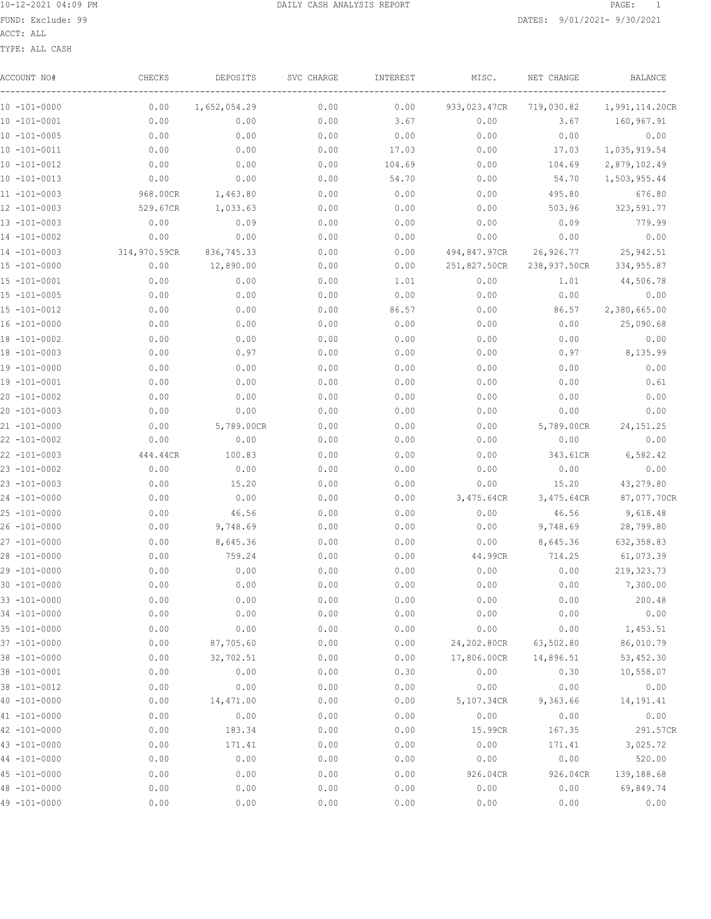# DAILY CASH ANALYSIS REPORT

10-12-2021 04:09 PM

FUND: Exclude: 99

DATES: 9/01/2021- 9/30/2021

ACCT: ALL

TYPE: ALL CASH

| ACCOUNT NO# | CHECKS | DEPOSITS | SVC CHARGE | INTEREST | MISC. | NET CHANGE | BALANCE |
|---|---|---|---|---|---|---|---|
| 10 -101-0000 | 0.00 | 1,652,054.29 | 0.00 | 0.00 | 933,023.47CR | 719,030.82 | 1,991,114.20CR |
| 10 -101-0001 | 0.00 | 0.00 | 0.00 | 3.67 | 0.00 | 3.67 | 160,967.91 |
| 10 -101-0005 | 0.00 | 0.00 | 0.00 | 0.00 | 0.00 | 0.00 | 0.00 |
| 10 -101-0011 | 0.00 | 0.00 | 0.00 | 17.03 | 0.00 | 17.03 | 1,035,919.54 |
| 10 -101-0012 | 0.00 | 0.00 | 0.00 | 104.69 | 0.00 | 104.69 | 2,879,102.49 |
| 10 -101-0013 | 0.00 | 0.00 | 0.00 | 54.70 | 0.00 | 54.70 | 1,503,955.44 |
| 11 -101-0003 | 968.00CR | 1,463.80 | 0.00 | 0.00 | 0.00 | 495.80 | 676.80 |
| 12 -101-0003 | 529.67CR | 1,033.63 | 0.00 | 0.00 | 0.00 | 503.96 | 323,591.77 |
| 13 -101-0003 | 0.00 | 0.09 | 0.00 | 0.00 | 0.00 | 0.09 | 779.99 |
| 14 -101-0002 | 0.00 | 0.00 | 0.00 | 0.00 | 0.00 | 0.00 | 0.00 |
| 14 -101-0003 | 314,970.59CR | 836,745.33 | 0.00 | 0.00 | 494,847.97CR | 26,926.77 | 25,942.51 |
| 15 -101-0000 | 0.00 | 12,890.00 | 0.00 | 0.00 | 251,827.50CR | 238,937.50CR | 334,955.87 |
| 15 -101-0001 | 0.00 | 0.00 | 0.00 | 1.01 | 0.00 | 1.01 | 44,506.78 |
| 15 -101-0005 | 0.00 | 0.00 | 0.00 | 0.00 | 0.00 | 0.00 | 0.00 |
| 15 -101-0012 | 0.00 | 0.00 | 0.00 | 86.57 | 0.00 | 86.57 | 2,380,665.00 |
| 16 -101-0000 | 0.00 | 0.00 | 0.00 | 0.00 | 0.00 | 0.00 | 25,090.68 |
| 18 -101-0002 | 0.00 | 0.00 | 0.00 | 0.00 | 0.00 | 0.00 | 0.00 |
| 18 -101-0003 | 0.00 | 0.97 | 0.00 | 0.00 | 0.00 | 0.97 | 8,135.99 |
| 19 -101-0000 | 0.00 | 0.00 | 0.00 | 0.00 | 0.00 | 0.00 | 0.00 |
| 19 -101-0001 | 0.00 | 0.00 | 0.00 | 0.00 | 0.00 | 0.00 | 0.61 |
| 20 -101-0002 | 0.00 | 0.00 | 0.00 | 0.00 | 0.00 | 0.00 | 0.00 |
| 20 -101-0003 | 0.00 | 0.00 | 0.00 | 0.00 | 0.00 | 0.00 | 0.00 |
| 21 -101-0000 | 0.00 | 5,789.00CR | 0.00 | 0.00 | 0.00 | 5,789.00CR | 24,151.25 |
| 22 -101-0002 | 0.00 | 0.00 | 0.00 | 0.00 | 0.00 | 0.00 | 0.00 |
| 22 -101-0003 | 444.44CR | 100.83 | 0.00 | 0.00 | 0.00 | 343.61CR | 6,582.42 |
| 23 -101-0002 | 0.00 | 0.00 | 0.00 | 0.00 | 0.00 | 0.00 | 0.00 |
| 23 -101-0003 | 0.00 | 15.20 | 0.00 | 0.00 | 0.00 | 15.20 | 43,279.80 |
| 24 -101-0000 | 0.00 | 0.00 | 0.00 | 0.00 | 3,475.64CR | 3,475.64CR | 87,077.70CR |
| 25 -101-0000 | 0.00 | 46.56 | 0.00 | 0.00 | 0.00 | 46.56 | 9,618.48 |
| 26 -101-0000 | 0.00 | 9,748.69 | 0.00 | 0.00 | 0.00 | 9,748.69 | 28,799.80 |
| 27 -101-0000 | 0.00 | 8,645.36 | 0.00 | 0.00 | 0.00 | 8,645.36 | 632,358.83 |
| 28 -101-0000 | 0.00 | 759.24 | 0.00 | 0.00 | 44.99CR | 714.25 | 61,073.39 |
| 29 -101-0000 | 0.00 | 0.00 | 0.00 | 0.00 | 0.00 | 0.00 | 219,323.73 |
| 30 -101-0000 | 0.00 | 0.00 | 0.00 | 0.00 | 0.00 | 0.00 | 7,300.00 |
| 33 -101-0000 | 0.00 | 0.00 | 0.00 | 0.00 | 0.00 | 0.00 | 200.48 |
| 34 -101-0000 | 0.00 | 0.00 | 0.00 | 0.00 | 0.00 | 0.00 | 0.00 |
| 35 -101-0000 | 0.00 | 0.00 | 0.00 | 0.00 | 0.00 | 0.00 | 1,453.51 |
| 37 -101-0000 | 0.00 | 87,705.60 | 0.00 | 0.00 | 24,202.80CR | 63,502.80 | 86,010.79 |
| 38 -101-0000 | 0.00 | 32,702.51 | 0.00 | 0.00 | 17,806.00CR | 14,896.51 | 53,452.30 |
| 38 -101-0001 | 0.00 | 0.00 | 0.00 | 0.30 | 0.00 | 0.30 | 10,558.07 |
| 38 -101-0012 | 0.00 | 0.00 | 0.00 | 0.00 | 0.00 | 0.00 | 0.00 |
| 40 -101-0000 | 0.00 | 14,471.00 | 0.00 | 0.00 | 5,107.34CR | 9,363.66 | 14,191.41 |
| 41 -101-0000 | 0.00 | 0.00 | 0.00 | 0.00 | 0.00 | 0.00 | 0.00 |
| 42 -101-0000 | 0.00 | 183.34 | 0.00 | 0.00 | 15.99CR | 167.35 | 291.57CR |
| 43 -101-0000 | 0.00 | 171.41 | 0.00 | 0.00 | 0.00 | 171.41 | 3,025.72 |
| 44 -101-0000 | 0.00 | 0.00 | 0.00 | 0.00 | 0.00 | 0.00 | 520.00 |
| 45 -101-0000 | 0.00 | 0.00 | 0.00 | 0.00 | 926.04CR | 926.04CR | 139,188.68 |
| 48 -101-0000 | 0.00 | 0.00 | 0.00 | 0.00 | 0.00 | 0.00 | 69,849.74 |
| 49 -101-0000 | 0.00 | 0.00 | 0.00 | 0.00 | 0.00 | 0.00 | 0.00 |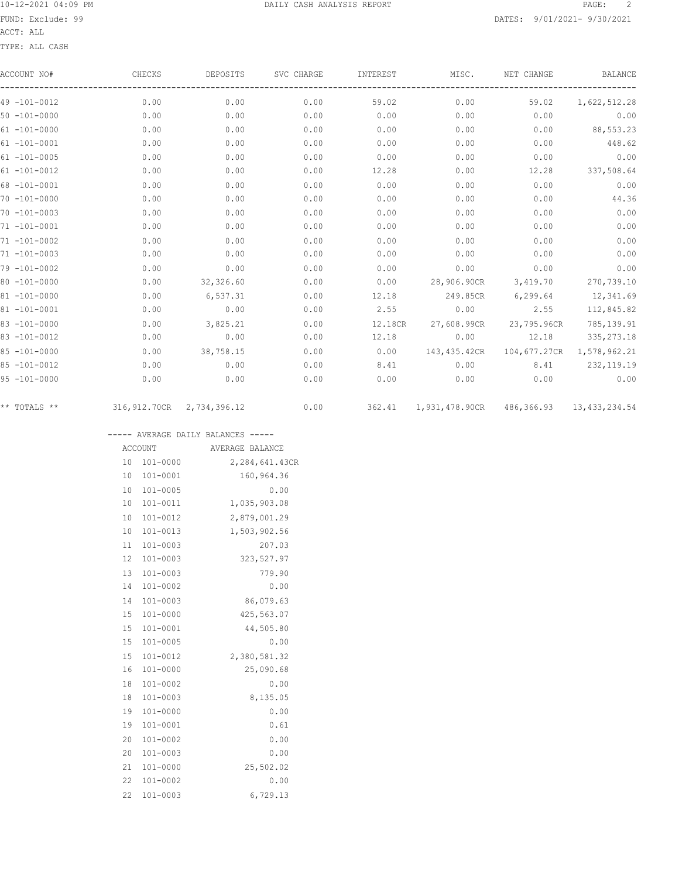DAILY CASH ANALYSIS REPORT

FUND: Exclude: 99

ACCT: ALL

TYPE: ALL CASH

DATES: 9/01/2021- 9/30/2021

| ACCOUNT NO# | CHECKS | DEPOSITS | SVC CHARGE | INTEREST | MISC. | NET CHANGE | BALANCE |
|---|---|---|---|---|---|---|---|
| 49 -101-0012 | 0.00 | 0.00 | 0.00 | 59.02 | 0.00 | 59.02 | 1,622,512.28 |
| 50 -101-0000 | 0.00 | 0.00 | 0.00 | 0.00 | 0.00 | 0.00 | 0.00 |
| 61 -101-0000 | 0.00 | 0.00 | 0.00 | 0.00 | 0.00 | 0.00 | 88,553.23 |
| 61 -101-0001 | 0.00 | 0.00 | 0.00 | 0.00 | 0.00 | 0.00 | 448.62 |
| 61 -101-0005 | 0.00 | 0.00 | 0.00 | 0.00 | 0.00 | 0.00 | 0.00 |
| 61 -101-0012 | 0.00 | 0.00 | 0.00 | 12.28 | 0.00 | 12.28 | 337,508.64 |
| 68 -101-0001 | 0.00 | 0.00 | 0.00 | 0.00 | 0.00 | 0.00 | 0.00 |
| 70 -101-0000 | 0.00 | 0.00 | 0.00 | 0.00 | 0.00 | 0.00 | 44.36 |
| 70 -101-0003 | 0.00 | 0.00 | 0.00 | 0.00 | 0.00 | 0.00 | 0.00 |
| 71 -101-0001 | 0.00 | 0.00 | 0.00 | 0.00 | 0.00 | 0.00 | 0.00 |
| 71 -101-0002 | 0.00 | 0.00 | 0.00 | 0.00 | 0.00 | 0.00 | 0.00 |
| 71 -101-0003 | 0.00 | 0.00 | 0.00 | 0.00 | 0.00 | 0.00 | 0.00 |
| 79 -101-0002 | 0.00 | 0.00 | 0.00 | 0.00 | 0.00 | 0.00 | 0.00 |
| 80 -101-0000 | 0.00 | 32,326.60 | 0.00 | 0.00 | 28,906.90CR | 3,419.70 | 270,739.10 |
| 81 -101-0000 | 0.00 | 6,537.31 | 0.00 | 12.18 | 249.85CR | 6,299.64 | 12,341.69 |
| 81 -101-0001 | 0.00 | 0.00 | 0.00 | 2.55 | 0.00 | 2.55 | 112,845.82 |
| 83 -101-0000 | 0.00 | 3,825.21 | 0.00 | 12.18CR | 27,608.99CR | 23,795.96CR | 785,139.91 |
| 83 -101-0012 | 0.00 | 0.00 | 0.00 | 12.18 | 0.00 | 12.18 | 335,273.18 |
| 85 -101-0000 | 0.00 | 38,758.15 | 0.00 | 0.00 | 143,435.42CR | 104,677.27CR | 1,578,962.21 |
| 85 -101-0012 | 0.00 | 0.00 | 0.00 | 8.41 | 0.00 | 8.41 | 232,119.19 |
| 95 -101-0000 | 0.00 | 0.00 | 0.00 | 0.00 | 0.00 | 0.00 | 0.00 |
| ** TOTALS ** | 316,912.70CR | 2,734,396.12 | 0.00 | 362.41 | 1,931,478.90CR | 486,366.93 | 13,433,234.54 |

----- AVERAGE DAILY BALANCES -----

| ACCOUNT | | AVERAGE BALANCE |
|---|---|---|
| 10 | 101-0000 | 2,284,641.43CR |
| 10 | 101-0001 | 160,964.36 |
| 10 | 101-0005 | 0.00 |
| 10 | 101-0011 | 1,035,903.08 |
| 10 | 101-0012 | 2,879,001.29 |
| 10 | 101-0013 | 1,503,902.56 |
| 11 | 101-0003 | 207.03 |
| 12 | 101-0003 | 323,527.97 |
| 13 | 101-0003 | 779.90 |
| 14 | 101-0002 | 0.00 |
| 14 | 101-0003 | 86,079.63 |
| 15 | 101-0000 | 425,563.07 |
| 15 | 101-0001 | 44,505.80 |
| 15 | 101-0005 | 0.00 |
| 15 | 101-0012 | 2,380,581.32 |
| 16 | 101-0000 | 25,090.68 |
| 18 | 101-0002 | 0.00 |
| 18 | 101-0003 | 8,135.05 |
| 19 | 101-0000 | 0.00 |
| 19 | 101-0001 | 0.61 |
| 20 | 101-0002 | 0.00 |
| 20 | 101-0003 | 0.00 |
| 21 | 101-0000 | 25,502.02 |
| 22 | 101-0002 | 0.00 |
| 22 | 101-0003 | 6,729.13 |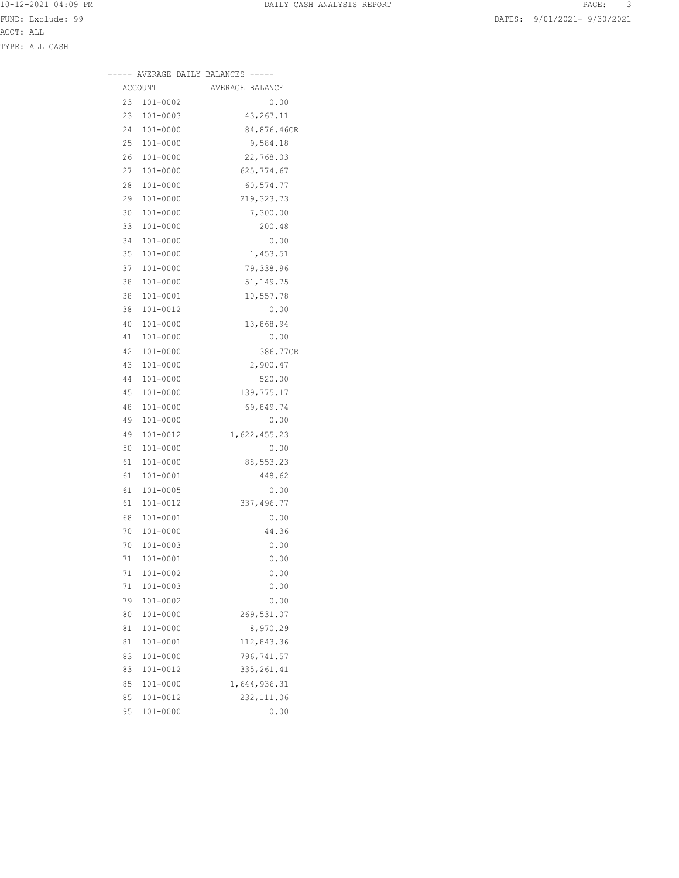FUND: Exclude: 99

ACCT: ALL

TYPE: ALL CASH

DATES: 9/01/2021- 9/30/2021

----- AVERAGE DAILY BALANCES -----

| ACCOUNT | | AVERAGE BALANCE |
|---|---|---|
| 23 | 101-0002 | 0.00 |
| 23 | 101-0003 | 43,267.11 |
| 24 | 101-0000 | 84,876.46CR |
| 25 | 101-0000 | 9,584.18 |
| 26 | 101-0000 | 22,768.03 |
| 27 | 101-0000 | 625,774.67 |
| 28 | 101-0000 | 60,574.77 |
| 29 | 101-0000 | 219,323.73 |
| 30 | 101-0000 | 7,300.00 |
| 33 | 101-0000 | 200.48 |
| 34 | 101-0000 | 0.00 |
| 35 | 101-0000 | 1,453.51 |
| 37 | 101-0000 | 79,338.96 |
| 38 | 101-0000 | 51,149.75 |
| 38 | 101-0001 | 10,557.78 |
| 38 | 101-0012 | 0.00 |
| 40 | 101-0000 | 13,868.94 |
| 41 | 101-0000 | 0.00 |
| 42 | 101-0000 | 386.77CR |
| 43 | 101-0000 | 2,900.47 |
| 44 | 101-0000 | 520.00 |
| 45 | 101-0000 | 139,775.17 |
| 48 | 101-0000 | 69,849.74 |
| 49 | 101-0000 | 0.00 |
| 49 | 101-0012 | 1,622,455.23 |
| 50 | 101-0000 | 0.00 |
| 61 | 101-0000 | 88,553.23 |
| 61 | 101-0001 | 448.62 |
| 61 | 101-0005 | 0.00 |
| 61 | 101-0012 | 337,496.77 |
| 68 | 101-0001 | 0.00 |
| 70 | 101-0000 | 44.36 |
| 70 | 101-0003 | 0.00 |
| 71 | 101-0001 | 0.00 |
| 71 | 101-0002 | 0.00 |
| 71 | 101-0003 | 0.00 |
| 79 | 101-0002 | 0.00 |
| 80 | 101-0000 | 269,531.07 |
| 81 | 101-0000 | 8,970.29 |
| 81 | 101-0001 | 112,843.36 |
| 83 | 101-0000 | 796,741.57 |
| 83 | 101-0012 | 335,261.41 |
| 85 | 101-0000 | 1,644,936.31 |
| 85 | 101-0012 | 232,111.06 |
| 95 | 101-0000 | 0.00 |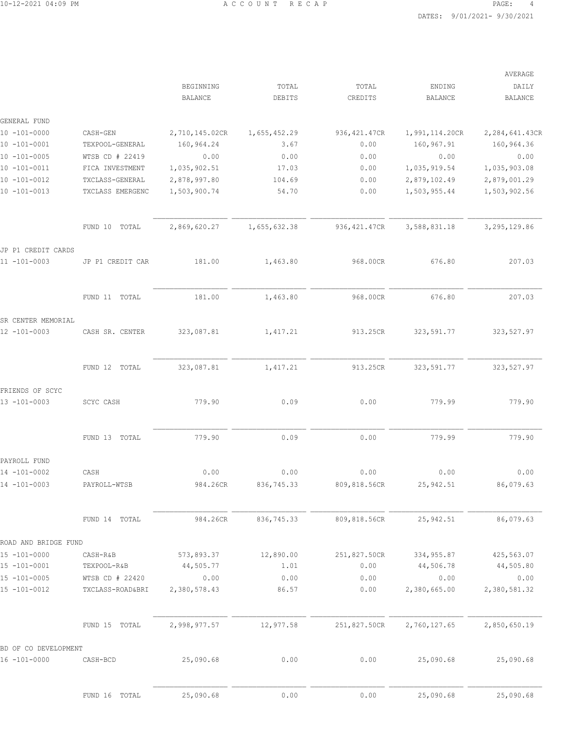# ACCOUNT RECAP

DATES: 9/01/2021- 9/30/2021

| | | BEGINNING BALANCE | TOTAL DEBITS | TOTAL CREDITS | ENDING BALANCE | AVERAGE DAILY BALANCE |
|---|---|---|---|---|---|---|
| **GENERAL FUND** | | | | | | |
| 10 -101-0000 | CASH-GEN | 2,710,145.02CR | 1,655,452.29 | 936,421.47CR | 1,991,114.20CR | 2,284,641.43CR |
| 10 -101-0001 | TEXPOOL-GENERAL | 160,964.24 | 3.67 | 0.00 | 160,967.91 | 160,964.36 |
| 10 -101-0005 | WTSB CD # 22419 | 0.00 | 0.00 | 0.00 | 0.00 | 0.00 |
| 10 -101-0011 | FICA INVESTMENT | 1,035,902.51 | 17.03 | 0.00 | 1,035,919.54 | 1,035,903.08 |
| 10 -101-0012 | TXCLASS-GENERAL | 2,878,997.80 | 104.69 | 0.00 | 2,879,102.49 | 2,879,001.29 |
| 10 -101-0013 | TXCLASS EMERGENC | 1,503,900.74 | 54.70 | 0.00 | 1,503,955.44 | 1,503,902.56 |
| | FUND 10 TOTAL | 2,869,620.27 | 1,655,632.38 | 936,421.47CR | 3,588,831.18 | 3,295,129.86 |
| **JP P1 CREDIT CARDS** | | | | | | |
| 11 -101-0003 | JP P1 CREDIT CAR | 181.00 | 1,463.80 | 968.00CR | 676.80 | 207.03 |
| | FUND 11 TOTAL | 181.00 | 1,463.80 | 968.00CR | 676.80 | 207.03 |
| **SR CENTER MEMORIAL** | | | | | | |
| 12 -101-0003 | CASH SR. CENTER | 323,087.81 | 1,417.21 | 913.25CR | 323,591.77 | 323,527.97 |
| | FUND 12 TOTAL | 323,087.81 | 1,417.21 | 913.25CR | 323,591.77 | 323,527.97 |
| **FRIENDS OF SCYC** | | | | | | |
| 13 -101-0003 | SCYC CASH | 779.90 | 0.09 | 0.00 | 779.99 | 779.90 |
| | FUND 13 TOTAL | 779.90 | 0.09 | 0.00 | 779.99 | 779.90 |
| **PAYROLL FUND** | | | | | | |
| 14 -101-0002 | CASH | 0.00 | 0.00 | 0.00 | 0.00 | 0.00 |
| 14 -101-0003 | PAYROLL-WTSB | 984.26CR | 836,745.33 | 809,818.56CR | 25,942.51 | 86,079.63 |
| | FUND 14 TOTAL | 984.26CR | 836,745.33 | 809,818.56CR | 25,942.51 | 86,079.63 |
| **ROAD AND BRIDGE FUND** | | | | | | |
| 15 -101-0000 | CASH-R&B | 573,893.37 | 12,890.00 | 251,827.50CR | 334,955.87 | 425,563.07 |
| 15 -101-0001 | TEXPOOL-R&B | 44,505.77 | 1.01 | 0.00 | 44,506.78 | 44,505.80 |
| 15 -101-0005 | WTSB CD # 22420 | 0.00 | 0.00 | 0.00 | 0.00 | 0.00 |
| 15 -101-0012 | TXCLASS-ROAD&BRI | 2,380,578.43 | 86.57 | 0.00 | 2,380,665.00 | 2,380,581.32 |
| | FUND 15 TOTAL | 2,998,977.57 | 12,977.58 | 251,827.50CR | 2,760,127.65 | 2,850,650.19 |
| **BD OF CO DEVELOPMENT** | | | | | | |
| 16 -101-0000 | CASH-BCD | 25,090.68 | 0.00 | 0.00 | 25,090.68 | 25,090.68 |
| | FUND 16 TOTAL | 25,090.68 | 0.00 | 0.00 | 25,090.68 | 25,090.68 |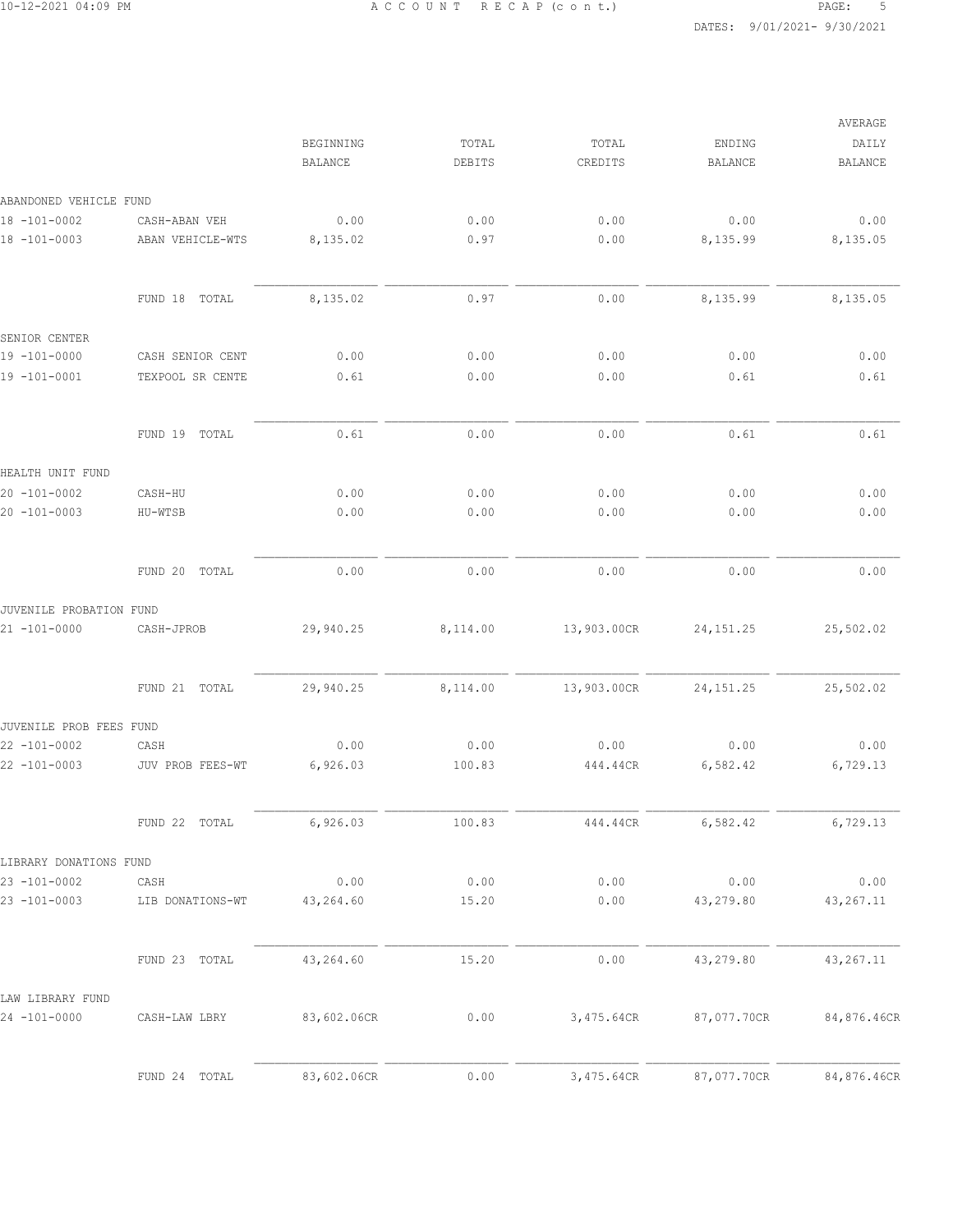| | | BEGINNING BALANCE | TOTAL DEBITS | TOTAL CREDITS | ENDING BALANCE | AVERAGE DAILY BALANCE |
|---|---|---|---|---|---|---|
| ABANDONED VEHICLE FUND | | | | | | |
| 18 -101-0002 | CASH-ABAN VEH | 0.00 | 0.00 | 0.00 | 0.00 | 0.00 |
| 18 -101-0003 | ABAN VEHICLE-WTS | 8,135.02 | 0.97 | 0.00 | 8,135.99 | 8,135.05 |
| | FUND 18 TOTAL | 8,135.02 | 0.97 | 0.00 | 8,135.99 | 8,135.05 |
| SENIOR CENTER | | | | | | |
| 19 -101-0000 | CASH SENIOR CENT | 0.00 | 0.00 | 0.00 | 0.00 | 0.00 |
| 19 -101-0001 | TEXPOOL SR CENTE | 0.61 | 0.00 | 0.00 | 0.61 | 0.61 |
| | FUND 19 TOTAL | 0.61 | 0.00 | 0.00 | 0.61 | 0.61 |
| HEALTH UNIT FUND | | | | | | |
| 20 -101-0002 | CASH-HU | 0.00 | 0.00 | 0.00 | 0.00 | 0.00 |
| 20 -101-0003 | HU-WTSB | 0.00 | 0.00 | 0.00 | 0.00 | 0.00 |
| | FUND 20 TOTAL | 0.00 | 0.00 | 0.00 | 0.00 | 0.00 |
| JUVENILE PROBATION FUND | | | | | | |
| 21 -101-0000 | CASH-JPROB | 29,940.25 | 8,114.00 | 13,903.00CR | 24,151.25 | 25,502.02 |
| | FUND 21 TOTAL | 29,940.25 | 8,114.00 | 13,903.00CR | 24,151.25 | 25,502.02 |
| JUVENILE PROB FEES FUND | | | | | | |
| 22 -101-0002 | CASH | 0.00 | 0.00 | 0.00 | 0.00 | 0.00 |
| 22 -101-0003 | JUV PROB FEES-WT | 6,926.03 | 100.83 | 444.44CR | 6,582.42 | 6,729.13 |
| | FUND 22 TOTAL | 6,926.03 | 100.83 | 444.44CR | 6,582.42 | 6,729.13 |
| LIBRARY DONATIONS FUND | | | | | | |
| 23 -101-0002 | CASH | 0.00 | 0.00 | 0.00 | 0.00 | 0.00 |
| 23 -101-0003 | LIB DONATIONS-WT | 43,264.60 | 15.20 | 0.00 | 43,279.80 | 43,267.11 |
| | FUND 23 TOTAL | 43,264.60 | 15.20 | 0.00 | 43,279.80 | 43,267.11 |
| LAW LIBRARY FUND | | | | | | |
| 24 -101-0000 | CASH-LAW LBRY | 83,602.06CR | 0.00 | 3,475.64CR | 87,077.70CR | 84,876.46CR |
| | FUND 24 TOTAL | 83,602.06CR | 0.00 | 3,475.64CR | 87,077.70CR | 84,876.46CR |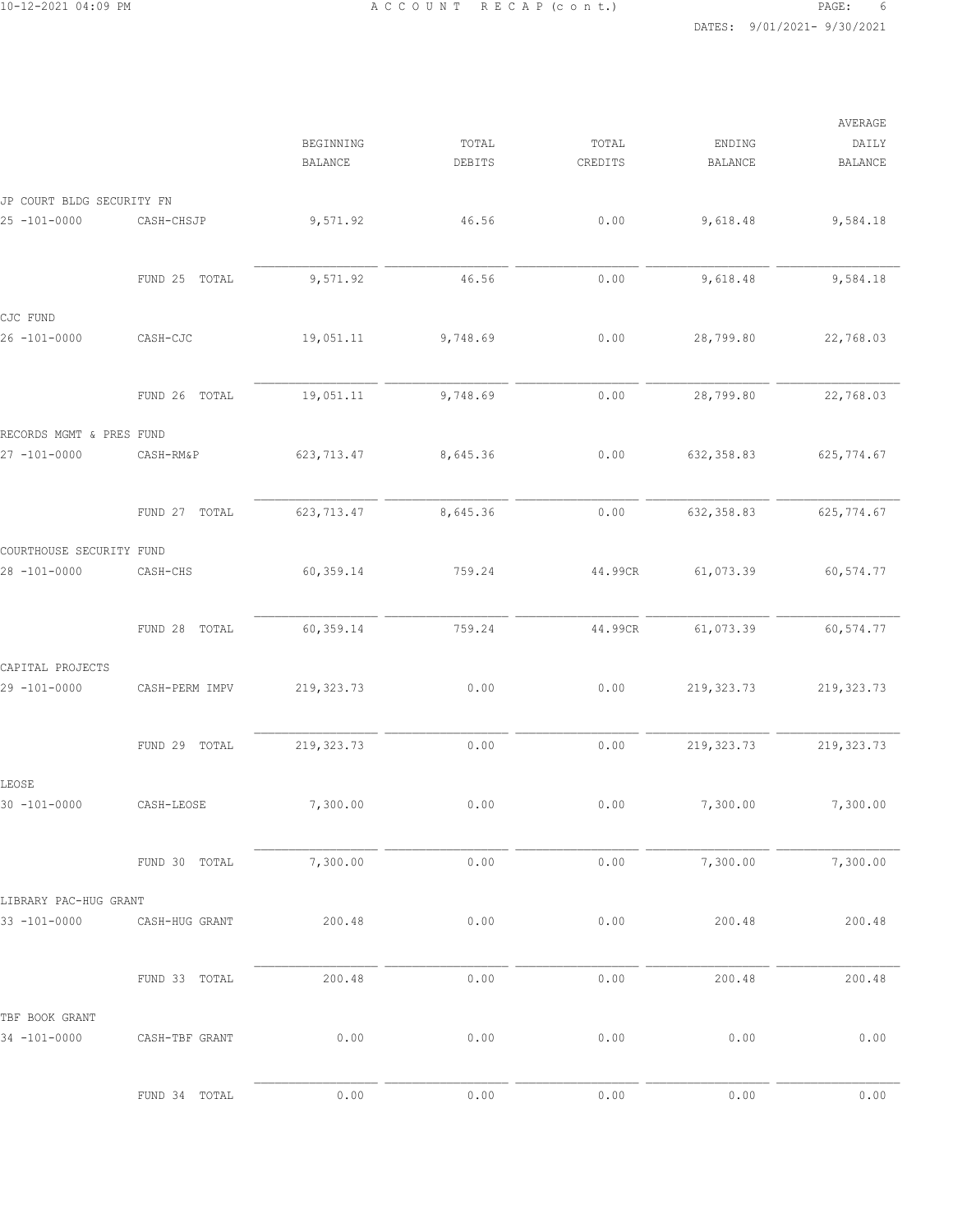| | | BEGINNING BALANCE | TOTAL DEBITS | TOTAL CREDITS | ENDING BALANCE | AVERAGE DAILY BALANCE |
|---|---|---|---|---|---|---|
| JP COURT BLDG SECURITY FN | | | | | | |
| 25 -101-0000 | CASH-CHSJP | 9,571.92 | 46.56 | 0.00 | 9,618.48 | 9,584.18 |
| | FUND 25 TOTAL | 9,571.92 | 46.56 | 0.00 | 9,618.48 | 9,584.18 |
| CJC FUND | | | | | | |
| 26 -101-0000 | CASH-CJC | 19,051.11 | 9,748.69 | 0.00 | 28,799.80 | 22,768.03 |
| | FUND 26 TOTAL | 19,051.11 | 9,748.69 | 0.00 | 28,799.80 | 22,768.03 |
| RECORDS MGMT & PRES FUND | | | | | | |
| 27 -101-0000 | CASH-RM&P | 623,713.47 | 8,645.36 | 0.00 | 632,358.83 | 625,774.67 |
| | FUND 27 TOTAL | 623,713.47 | 8,645.36 | 0.00 | 632,358.83 | 625,774.67 |
| COURTHOUSE SECURITY FUND | | | | | | |
| 28 -101-0000 | CASH-CHS | 60,359.14 | 759.24 | 44.99CR | 61,073.39 | 60,574.77 |
| | FUND 28 TOTAL | 60,359.14 | 759.24 | 44.99CR | 61,073.39 | 60,574.77 |
| CAPITAL PROJECTS | | | | | | |
| 29 -101-0000 | CASH-PERM IMPV | 219,323.73 | 0.00 | 0.00 | 219,323.73 | 219,323.73 |
| | FUND 29 TOTAL | 219,323.73 | 0.00 | 0.00 | 219,323.73 | 219,323.73 |
| LEOSE | | | | | | |
| 30 -101-0000 | CASH-LEOSE | 7,300.00 | 0.00 | 0.00 | 7,300.00 | 7,300.00 |
| | FUND 30 TOTAL | 7,300.00 | 0.00 | 0.00 | 7,300.00 | 7,300.00 |
| LIBRARY PAC-HUG GRANT | | | | | | |
| 33 -101-0000 | CASH-HUG GRANT | 200.48 | 0.00 | 0.00 | 200.48 | 200.48 |
| | FUND 33 TOTAL | 200.48 | 0.00 | 0.00 | 200.48 | 200.48 |
| TBF BOOK GRANT | | | | | | |
| 34 -101-0000 | CASH-TBF GRANT | 0.00 | 0.00 | 0.00 | 0.00 | 0.00 |
| | FUND 34 TOTAL | 0.00 | 0.00 | 0.00 | 0.00 | 0.00 |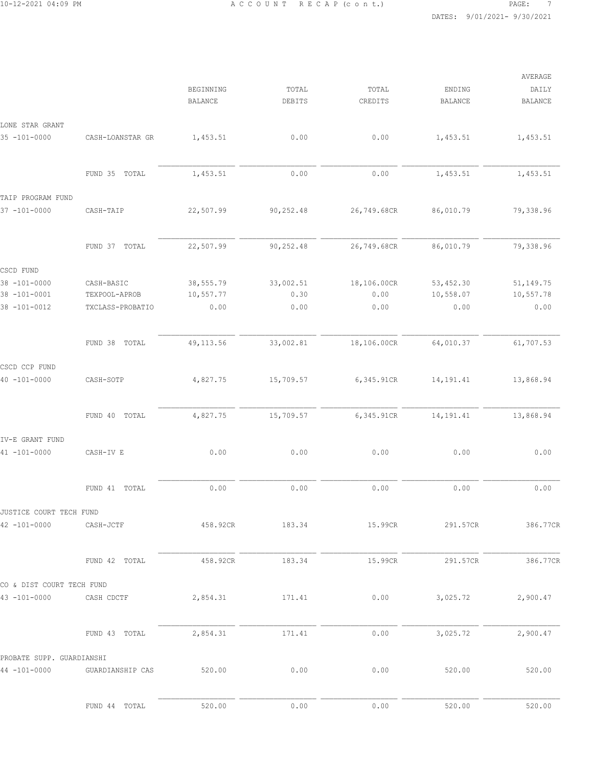| | | BEGINNING BALANCE | TOTAL DEBITS | TOTAL CREDITS | ENDING BALANCE | AVERAGE DAILY BALANCE |
|---|---|---|---|---|---|---|
| LONE STAR GRANT | | | | | | |
| 35 -101-0000 | CASH-LOANSTAR GR | 1,453.51 | 0.00 | 0.00 | 1,453.51 | 1,453.51 |
| | FUND 35 TOTAL | 1,453.51 | 0.00 | 0.00 | 1,453.51 | 1,453.51 |
| TAIP PROGRAM FUND | | | | | | |
| 37 -101-0000 | CASH-TAIP | 22,507.99 | 90,252.48 | 26,749.68CR | 86,010.79 | 79,338.96 |
| | FUND 37 TOTAL | 22,507.99 | 90,252.48 | 26,749.68CR | 86,010.79 | 79,338.96 |
| CSCD FUND | | | | | | |
| 38 -101-0000 | CASH-BASIC | 38,555.79 | 33,002.51 | 18,106.00CR | 53,452.30 | 51,149.75 |
| 38 -101-0001 | TEXPOOL-APROB | 10,557.77 | 0.30 | 0.00 | 10,558.07 | 10,557.78 |
| 38 -101-0012 | TXCLASS-PROBATIO | 0.00 | 0.00 | 0.00 | 0.00 | 0.00 |
| | FUND 38 TOTAL | 49,113.56 | 33,002.81 | 18,106.00CR | 64,010.37 | 61,707.53 |
| CSCD CCP FUND | | | | | | |
| 40 -101-0000 | CASH-SOTP | 4,827.75 | 15,709.57 | 6,345.91CR | 14,191.41 | 13,868.94 |
| | FUND 40 TOTAL | 4,827.75 | 15,709.57 | 6,345.91CR | 14,191.41 | 13,868.94 |
| IV-E GRANT FUND | | | | | | |
| 41 -101-0000 | CASH-IV E | 0.00 | 0.00 | 0.00 | 0.00 | 0.00 |
| | FUND 41 TOTAL | 0.00 | 0.00 | 0.00 | 0.00 | 0.00 |
| JUSTICE COURT TECH FUND | | | | | | |
| 42 -101-0000 | CASH-JCTF | 458.92CR | 183.34 | 15.99CR | 291.57CR | 386.77CR |
| | FUND 42 TOTAL | 458.92CR | 183.34 | 15.99CR | 291.57CR | 386.77CR |
| CO & DIST COURT TECH FUND | | | | | | |
| 43 -101-0000 | CASH CDCTF | 2,854.31 | 171.41 | 0.00 | 3,025.72 | 2,900.47 |
| | FUND 43 TOTAL | 2,854.31 | 171.41 | 0.00 | 3,025.72 | 2,900.47 |
| PROBATE SUPP. GUARDIANSHI | | | | | | |
| 44 -101-0000 | GUARDIANSHIP CAS | 520.00 | 0.00 | 0.00 | 520.00 | 520.00 |
| | FUND 44 TOTAL | 520.00 | 0.00 | 0.00 | 520.00 | 520.00 |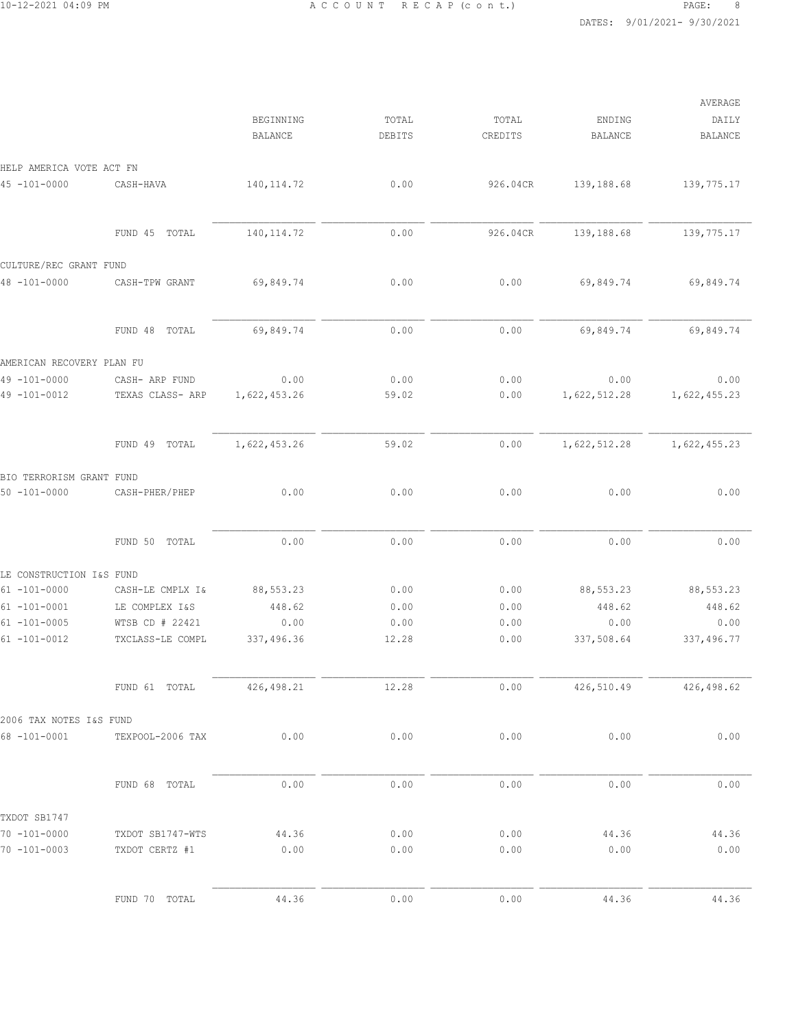| | | BEGINNING BALANCE | TOTAL DEBITS | TOTAL CREDITS | ENDING BALANCE | AVERAGE DAILY BALANCE |
|---|---|---|---|---|---|---|
| HELP AMERICA VOTE ACT FN | | | | | | |
| 45 -101-0000 | CASH-HAVA | 140,114.72 | 0.00 | 926.04CR | 139,188.68 | 139,775.17 |
| | FUND 45 TOTAL | 140,114.72 | 0.00 | 926.04CR | 139,188.68 | 139,775.17 |
| CULTURE/REC GRANT FUND | | | | | | |
| 48 -101-0000 | CASH-TPW GRANT | 69,849.74 | 0.00 | 0.00 | 69,849.74 | 69,849.74 |
| | FUND 48 TOTAL | 69,849.74 | 0.00 | 0.00 | 69,849.74 | 69,849.74 |
| AMERICAN RECOVERY PLAN FU | | | | | | |
| 49 -101-0000 | CASH- ARP FUND | 0.00 | 0.00 | 0.00 | 0.00 | 0.00 |
| 49 -101-0012 | TEXAS CLASS- ARP | 1,622,453.26 | 59.02 | 0.00 | 1,622,512.28 | 1,622,455.23 |
| | FUND 49 TOTAL | 1,622,453.26 | 59.02 | 0.00 | 1,622,512.28 | 1,622,455.23 |
| BIO TERRORISM GRANT FUND | | | | | | |
| 50 -101-0000 | CASH-PHER/PHEP | 0.00 | 0.00 | 0.00 | 0.00 | 0.00 |
| | FUND 50 TOTAL | 0.00 | 0.00 | 0.00 | 0.00 | 0.00 |
| LE CONSTRUCTION I&S FUND | | | | | | |
| 61 -101-0000 | CASH-LE CMPLX I& | 88,553.23 | 0.00 | 0.00 | 88,553.23 | 88,553.23 |
| 61 -101-0001 | LE COMPLEX I&S | 448.62 | 0.00 | 0.00 | 448.62 | 448.62 |
| 61 -101-0005 | WTSB CD # 22421 | 0.00 | 0.00 | 0.00 | 0.00 | 0.00 |
| 61 -101-0012 | TXCLASS-LE COMPL | 337,496.36 | 12.28 | 0.00 | 337,508.64 | 337,496.77 |
| | FUND 61 TOTAL | 426,498.21 | 12.28 | 0.00 | 426,510.49 | 426,498.62 |
| 2006 TAX NOTES I&S FUND | | | | | | |
| 68 -101-0001 | TEXPOOL-2006 TAX | 0.00 | 0.00 | 0.00 | 0.00 | 0.00 |
| | FUND 68 TOTAL | 0.00 | 0.00 | 0.00 | 0.00 | 0.00 |
| TXDOT SB1747 | | | | | | |
| 70 -101-0000 | TXDOT SB1747-WTS | 44.36 | 0.00 | 0.00 | 44.36 | 44.36 |
| 70 -101-0003 | TXDOT CERTZ #1 | 0.00 | 0.00 | 0.00 | 0.00 | 0.00 |
| | FUND 70 TOTAL | 44.36 | 0.00 | 0.00 | 44.36 | 44.36 |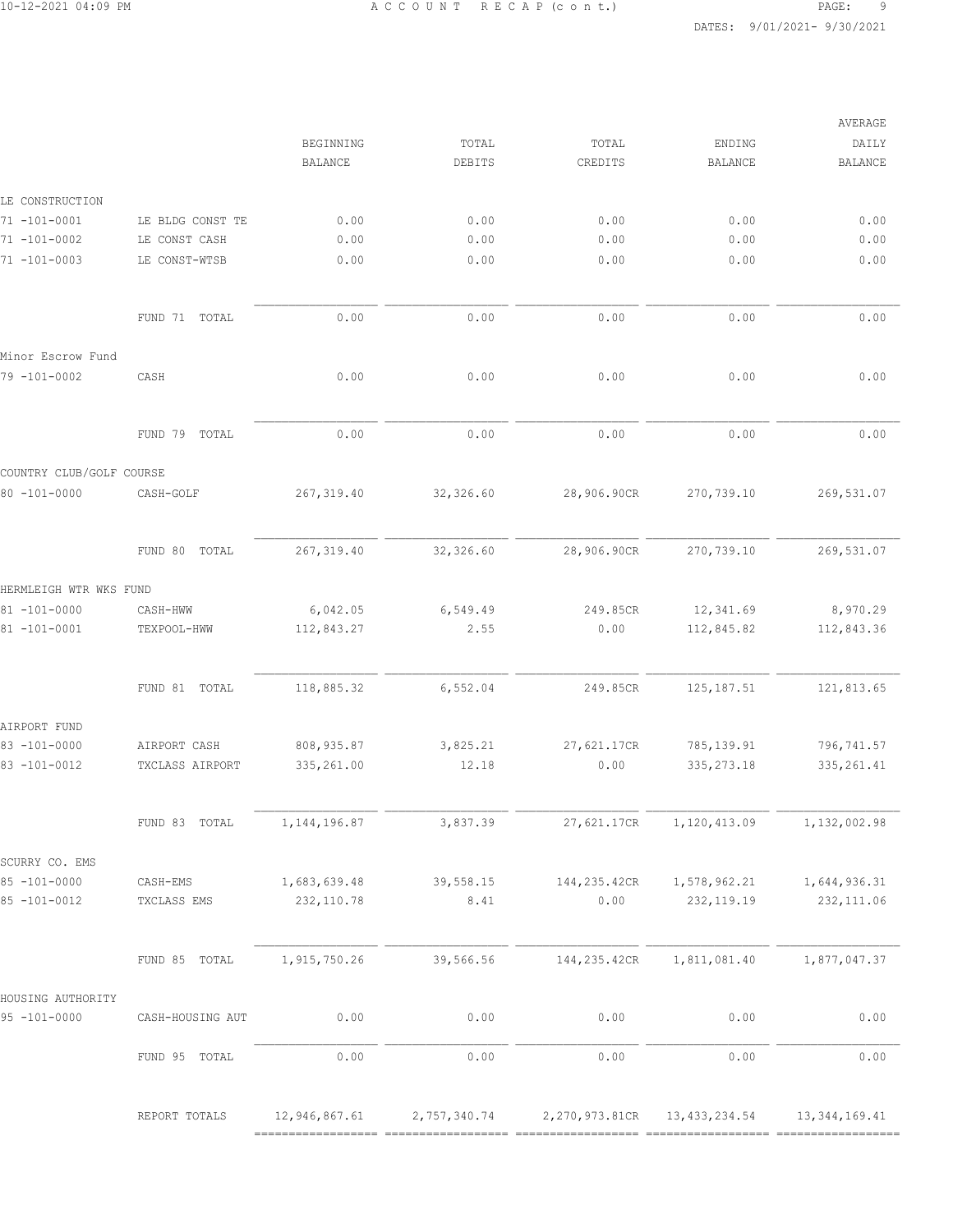| | | BEGINNING BALANCE | TOTAL DEBITS | TOTAL CREDITS | ENDING BALANCE | AVERAGE DAILY BALANCE |
|---|---|---|---|---|---|---|
| LE CONSTRUCTION | | | | | | |
| 71 -101-0001 | LE BLDG CONST TE | 0.00 | 0.00 | 0.00 | 0.00 | 0.00 |
| 71 -101-0002 | LE CONST CASH | 0.00 | 0.00 | 0.00 | 0.00 | 0.00 |
| 71 -101-0003 | LE CONST-WTSB | 0.00 | 0.00 | 0.00 | 0.00 | 0.00 |
| | FUND 71 TOTAL | 0.00 | 0.00 | 0.00 | 0.00 | 0.00 |
| Minor Escrow Fund | | | | | | |
| 79 -101-0002 | CASH | 0.00 | 0.00 | 0.00 | 0.00 | 0.00 |
| | FUND 79 TOTAL | 0.00 | 0.00 | 0.00 | 0.00 | 0.00 |
| COUNTRY CLUB/GOLF COURSE | | | | | | |
| 80 -101-0000 | CASH-GOLF | 267,319.40 | 32,326.60 | 28,906.90CR | 270,739.10 | 269,531.07 |
| | FUND 80 TOTAL | 267,319.40 | 32,326.60 | 28,906.90CR | 270,739.10 | 269,531.07 |
| HERMLEIGH WTR WKS FUND | | | | | | |
| 81 -101-0000 | CASH-HWW | 6,042.05 | 6,549.49 | 249.85CR | 12,341.69 | 8,970.29 |
| 81 -101-0001 | TEXPOOL-HWW | 112,843.27 | 2.55 | 0.00 | 112,845.82 | 112,843.36 |
| | FUND 81 TOTAL | 118,885.32 | 6,552.04 | 249.85CR | 125,187.51 | 121,813.65 |
| AIRPORT FUND | | | | | | |
| 83 -101-0000 | AIRPORT CASH | 808,935.87 | 3,825.21 | 27,621.17CR | 785,139.91 | 796,741.57 |
| 83 -101-0012 | TXCLASS AIRPORT | 335,261.00 | 12.18 | 0.00 | 335,273.18 | 335,261.41 |
| | FUND 83 TOTAL | 1,144,196.87 | 3,837.39 | 27,621.17CR | 1,120,413.09 | 1,132,002.98 |
| SCURRY CO. EMS | | | | | | |
| 85 -101-0000 | CASH-EMS | 1,683,639.48 | 39,558.15 | 144,235.42CR | 1,578,962.21 | 1,644,936.31 |
| 85 -101-0012 | TXCLASS EMS | 232,110.78 | 8.41 | 0.00 | 232,119.19 | 232,111.06 |
| | FUND 85 TOTAL | 1,915,750.26 | 39,566.56 | 144,235.42CR | 1,811,081.40 | 1,877,047.37 |
| HOUSING AUTHORITY | | | | | | |
| 95 -101-0000 | CASH-HOUSING AUT | 0.00 | 0.00 | 0.00 | 0.00 | 0.00 |
| | FUND 95 TOTAL | 0.00 | 0.00 | 0.00 | 0.00 | 0.00 |
| | REPORT TOTALS | 12,946,867.61 | 2,757,340.74 | 2,270,973.81CR | 13,433,234.54 | 13,344,169.41 |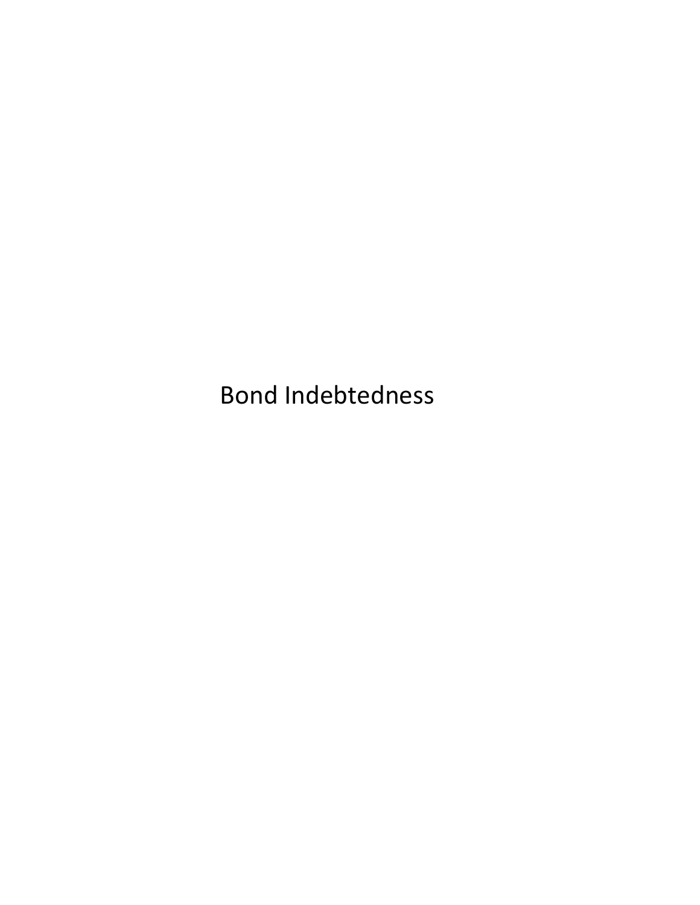# Bond Indebtedness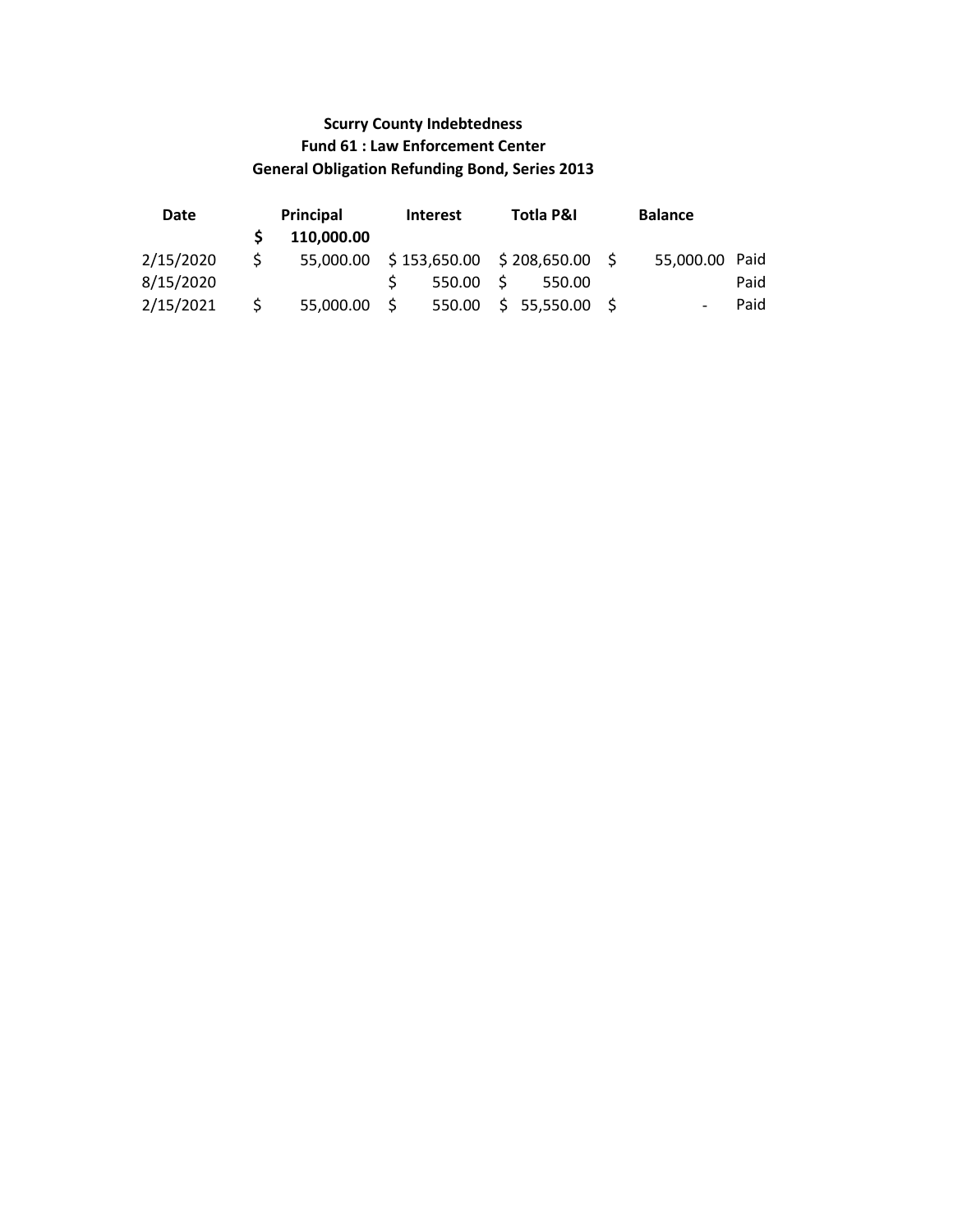**Scurry County Indebtedness**

**Fund 61 : Law Enforcement Center**

**General Obligation Refunding Bond, Series 2013**

| Date | Principal | Interest | Totla P&I | Balance | |
|---|---|---|---|---|---|
| | **$ 110,000.00** | | | | |
| 2/15/2020 | $ 55,000.00 | $ 153,650.00 | $ 208,650.00 | $ 55,000.00 | Paid |
| 8/15/2020 | | $ 550.00 | $ 550.00 | | Paid |
| 2/15/2021 | $ 55,000.00 | $ 550.00 | $ 55,550.00 | $ - | Paid |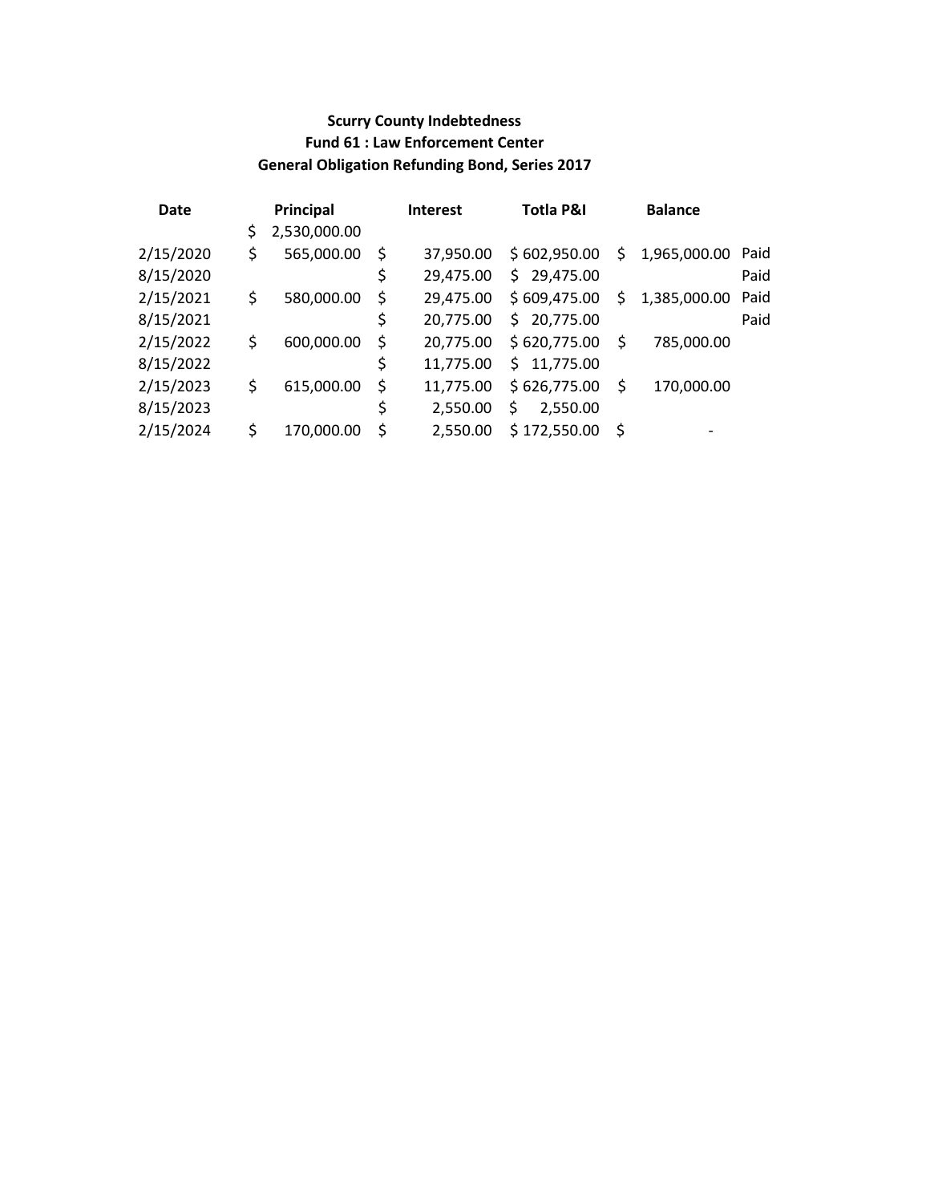**Scurry County Indebtedness**
**Fund 61 : Law Enforcement Center**
**General Obligation Refunding Bond, Series 2017**

| Date | Principal | Interest | Totla P&I | Balance | |
|---|---|---|---|---|---|
| | $ 2,530,000.00 | | | | |
| 2/15/2020 | $ 565,000.00 | $ 37,950.00 | $ 602,950.00 | $ 1,965,000.00 | Paid |
| 8/15/2020 | | $ 29,475.00 | $ 29,475.00 | | Paid |
| 2/15/2021 | $ 580,000.00 | $ 29,475.00 | $ 609,475.00 | $ 1,385,000.00 | Paid |
| 8/15/2021 | | $ 20,775.00 | $ 20,775.00 | | Paid |
| 2/15/2022 | $ 600,000.00 | $ 20,775.00 | $ 620,775.00 | $ 785,000.00 | |
| 8/15/2022 | | $ 11,775.00 | $ 11,775.00 | | |
| 2/15/2023 | $ 615,000.00 | $ 11,775.00 | $ 626,775.00 | $ 170,000.00 | |
| 8/15/2023 | | $ 2,550.00 | $ 2,550.00 | | |
| 2/15/2024 | $ 170,000.00 | $ 2,550.00 | $ 172,550.00 | $ - | |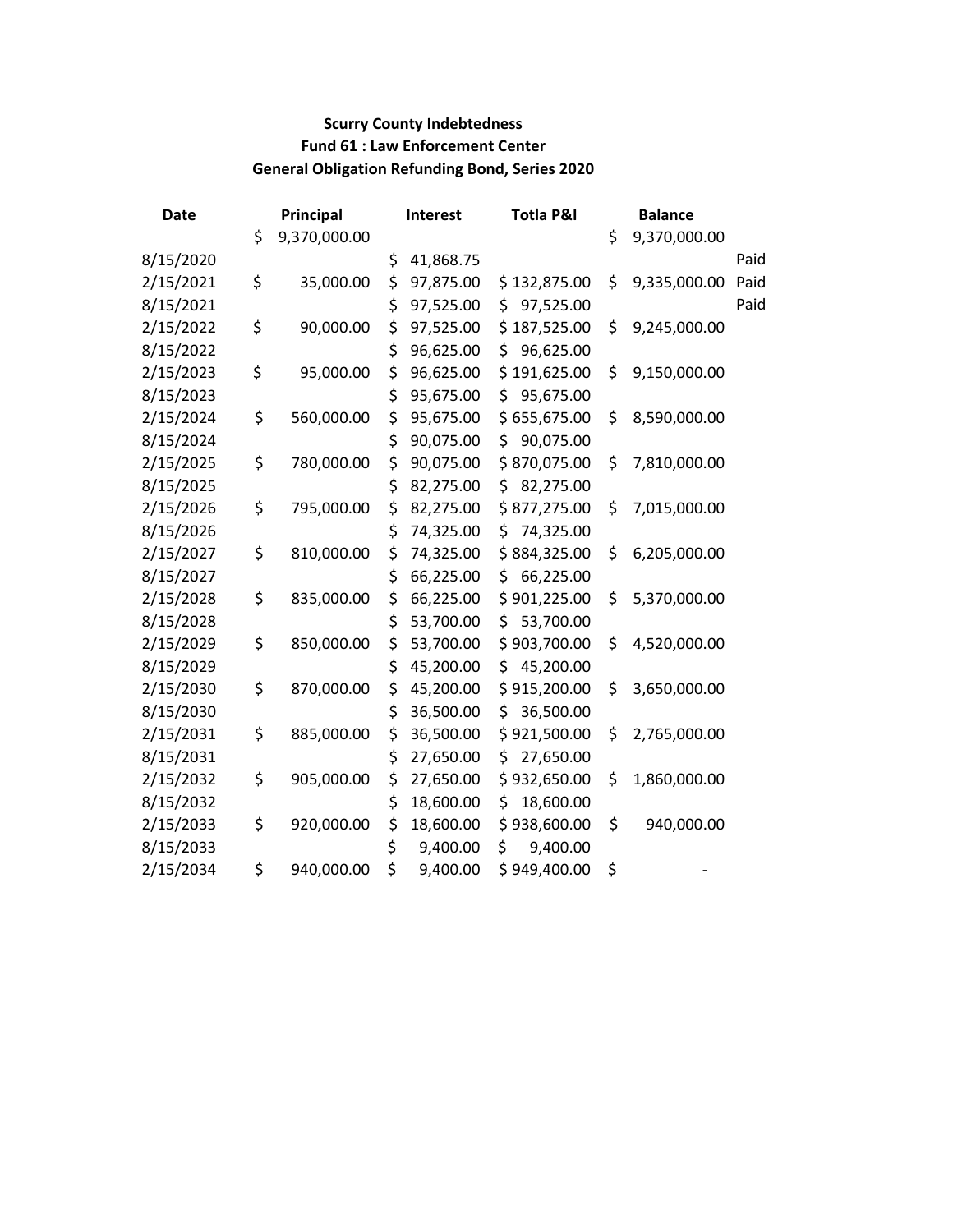**Scurry County Indebtedness**
**Fund 61 : Law Enforcement Center**
**General Obligation Refunding Bond, Series 2020**

| Date | Principal | Interest | Totla P&I | Balance | |
|---|---|---|---|---|---|
| | $ 9,370,000.00 | | | $ 9,370,000.00 | |
| 8/15/2020 | | $ 41,868.75 | | | Paid |
| 2/15/2021 | $ 35,000.00 | $ 97,875.00 | $ 132,875.00 | $ 9,335,000.00 | Paid |
| 8/15/2021 | | $ 97,525.00 | $ 97,525.00 | | Paid |
| 2/15/2022 | $ 90,000.00 | $ 97,525.00 | $ 187,525.00 | $ 9,245,000.00 | |
| 8/15/2022 | | $ 96,625.00 | $ 96,625.00 | | |
| 2/15/2023 | $ 95,000.00 | $ 96,625.00 | $ 191,625.00 | $ 9,150,000.00 | |
| 8/15/2023 | | $ 95,675.00 | $ 95,675.00 | | |
| 2/15/2024 | $ 560,000.00 | $ 95,675.00 | $ 655,675.00 | $ 8,590,000.00 | |
| 8/15/2024 | | $ 90,075.00 | $ 90,075.00 | | |
| 2/15/2025 | $ 780,000.00 | $ 90,075.00 | $ 870,075.00 | $ 7,810,000.00 | |
| 8/15/2025 | | $ 82,275.00 | $ 82,275.00 | | |
| 2/15/2026 | $ 795,000.00 | $ 82,275.00 | $ 877,275.00 | $ 7,015,000.00 | |
| 8/15/2026 | | $ 74,325.00 | $ 74,325.00 | | |
| 2/15/2027 | $ 810,000.00 | $ 74,325.00 | $ 884,325.00 | $ 6,205,000.00 | |
| 8/15/2027 | | $ 66,225.00 | $ 66,225.00 | | |
| 2/15/2028 | $ 835,000.00 | $ 66,225.00 | $ 901,225.00 | $ 5,370,000.00 | |
| 8/15/2028 | | $ 53,700.00 | $ 53,700.00 | | |
| 2/15/2029 | $ 850,000.00 | $ 53,700.00 | $ 903,700.00 | $ 4,520,000.00 | |
| 8/15/2029 | | $ 45,200.00 | $ 45,200.00 | | |
| 2/15/2030 | $ 870,000.00 | $ 45,200.00 | $ 915,200.00 | $ 3,650,000.00 | |
| 8/15/2030 | | $ 36,500.00 | $ 36,500.00 | | |
| 2/15/2031 | $ 885,000.00 | $ 36,500.00 | $ 921,500.00 | $ 2,765,000.00 | |
| 8/15/2031 | | $ 27,650.00 | $ 27,650.00 | | |
| 2/15/2032 | $ 905,000.00 | $ 27,650.00 | $ 932,650.00 | $ 1,860,000.00 | |
| 8/15/2032 | | $ 18,600.00 | $ 18,600.00 | | |
| 2/15/2033 | $ 920,000.00 | $ 18,600.00 | $ 938,600.00 | $ 940,000.00 | |
| 8/15/2033 | | $ 9,400.00 | $ 9,400.00 | | |
| 2/15/2034 | $ 940,000.00 | $ 9,400.00 | $ 949,400.00 | $ - | |